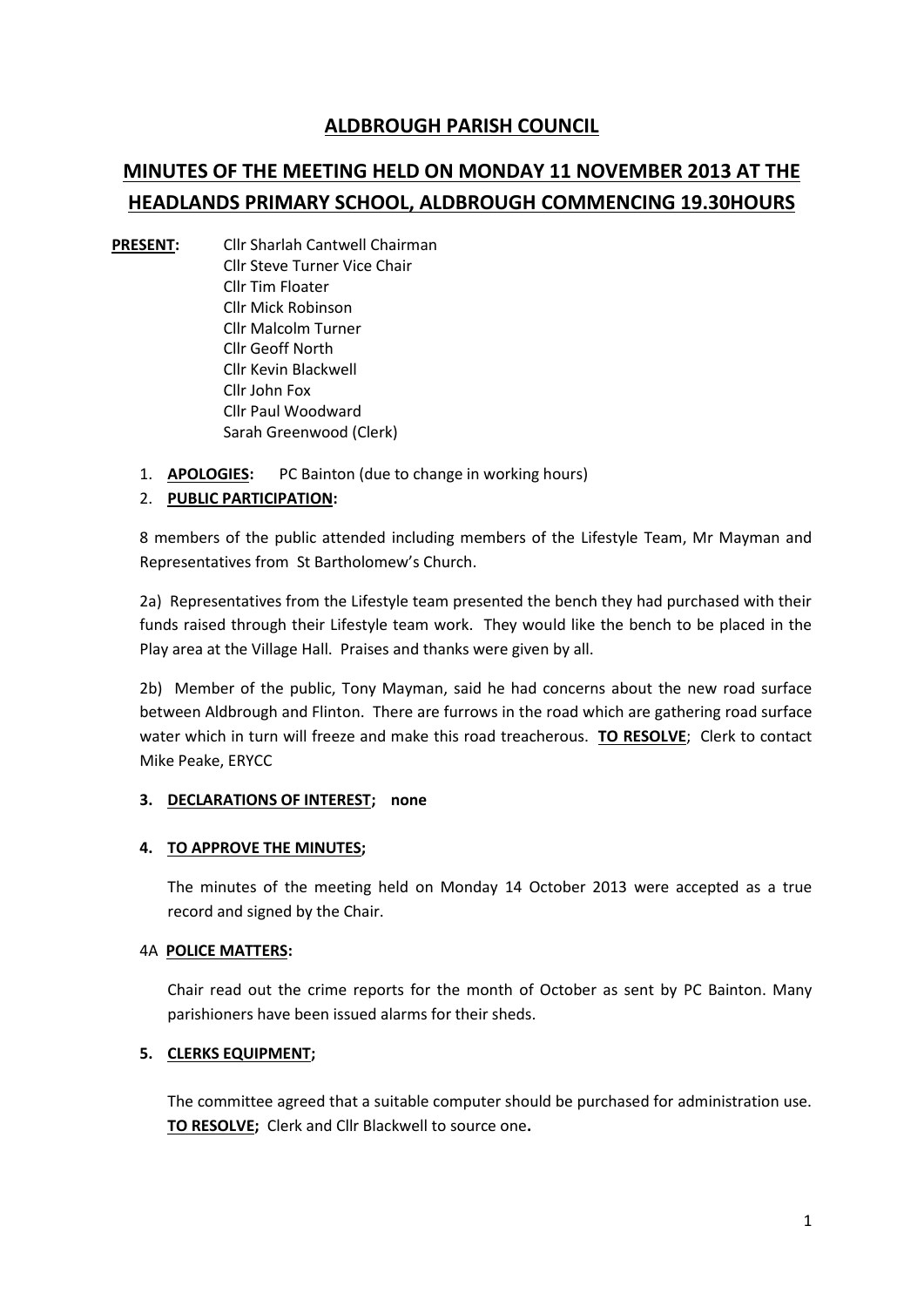# ALDBROUGH PARISH COUNCIL

## MINUTES OF THE MEETING HELD ON MONDAY 11 NOVEMBER 2013 AT THE HEADLANDS PRIMARY SCHOOL, ALDBROUGH COMMENCING 19.30HOURS

**PRESENT:** Cllr Sharlah Cantwell Chairman
Cllr Steve Turner Vice Chair
Cllr Tim Floater
Cllr Mick Robinson
Cllr Malcolm Turner
Cllr Geoff North
Cllr Kevin Blackwell
Cllr John Fox
Cllr Paul Woodward
Sarah Greenwood (Clerk)

1. **APOLOGIES:** PC Bainton (due to change in working hours)
2. **PUBLIC PARTICIPATION:**

8 members of the public attended including members of the Lifestyle Team, Mr Mayman and Representatives from St Bartholomew's Church.

2a) Representatives from the Lifestyle team presented the bench they had purchased with their funds raised through their Lifestyle team work. They would like the bench to be placed in the Play area at the Village Hall. Praises and thanks were given by all.

2b) Member of the public, Tony Mayman, said he had concerns about the new road surface between Aldbrough and Flinton. There are furrows in the road which are gathering road surface water which in turn will freeze and make this road treacherous. **TO RESOLVE**; Clerk to contact Mike Peake, ERYCC

**3. DECLARATIONS OF INTEREST; none**

**4. TO APPROVE THE MINUTES;**

The minutes of the meeting held on Monday 14 October 2013 were accepted as a true record and signed by the Chair.

4A **POLICE MATTERS:**

Chair read out the crime reports for the month of October as sent by PC Bainton. Many parishioners have been issued alarms for their sheds.

**5. CLERKS EQUIPMENT;**

The committee agreed that a suitable computer should be purchased for administration use. **TO RESOLVE;** Clerk and Cllr Blackwell to source one**.**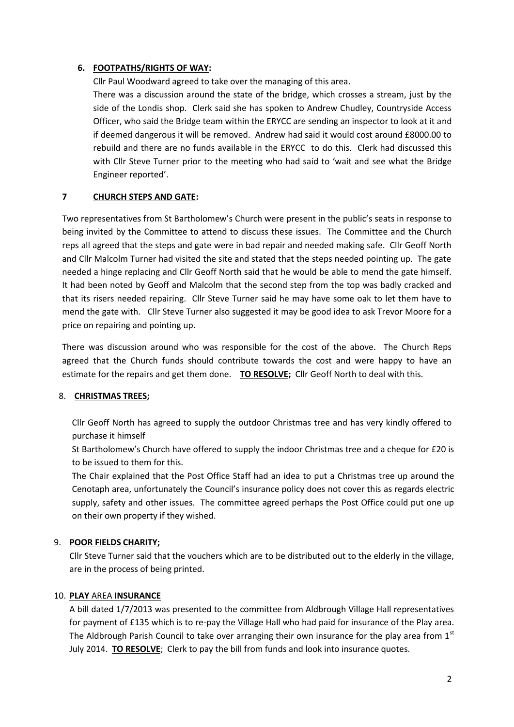## 6. FOOTPATHS/RIGHTS OF WAY:

Cllr Paul Woodward agreed to take over the managing of this area.

There was a discussion around the state of the bridge, which crosses a stream, just by the side of the Londis shop. Clerk said she has spoken to Andrew Chudley, Countryside Access Officer, who said the Bridge team within the ERYCC are sending an inspector to look at it and if deemed dangerous it will be removed. Andrew had said it would cost around £8000.00 to rebuild and there are no funds available in the ERYCC to do this. Clerk had discussed this with Cllr Steve Turner prior to the meeting who had said to 'wait and see what the Bridge Engineer reported'.

## 7 CHURCH STEPS AND GATE:

Two representatives from St Bartholomew's Church were present in the public's seats in response to being invited by the Committee to attend to discuss these issues. The Committee and the Church reps all agreed that the steps and gate were in bad repair and needed making safe. Cllr Geoff North and Cllr Malcolm Turner had visited the site and stated that the steps needed pointing up. The gate needed a hinge replacing and Cllr Geoff North said that he would be able to mend the gate himself. It had been noted by Geoff and Malcolm that the second step from the top was badly cracked and that its risers needed repairing. Cllr Steve Turner said he may have some oak to let them have to mend the gate with. Cllr Steve Turner also suggested it may be good idea to ask Trevor Moore for a price on repairing and pointing up.

There was discussion around who was responsible for the cost of the above. The Church Reps agreed that the Church funds should contribute towards the cost and were happy to have an estimate for the repairs and get them done. **TO RESOLVE;** Cllr Geoff North to deal with this.

## 8. CHRISTMAS TREES;

Cllr Geoff North has agreed to supply the outdoor Christmas tree and has very kindly offered to purchase it himself

St Bartholomew's Church have offered to supply the indoor Christmas tree and a cheque for £20 is to be issued to them for this.

The Chair explained that the Post Office Staff had an idea to put a Christmas tree up around the Cenotaph area, unfortunately the Council's insurance policy does not cover this as regards electric supply, safety and other issues. The committee agreed perhaps the Post Office could put one up on their own property if they wished.

## 9. POOR FIELDS CHARITY;

Cllr Steve Turner said that the vouchers which are to be distributed out to the elderly in the village, are in the process of being printed.

## 10. PLAY AREA INSURANCE

A bill dated 1/7/2013 was presented to the committee from Aldbrough Village Hall representatives for payment of £135 which is to re-pay the Village Hall who had paid for insurance of the Play area. The Aldbrough Parish Council to take over arranging their own insurance for the play area from 1st July 2014. **TO RESOLVE**; Clerk to pay the bill from funds and look into insurance quotes.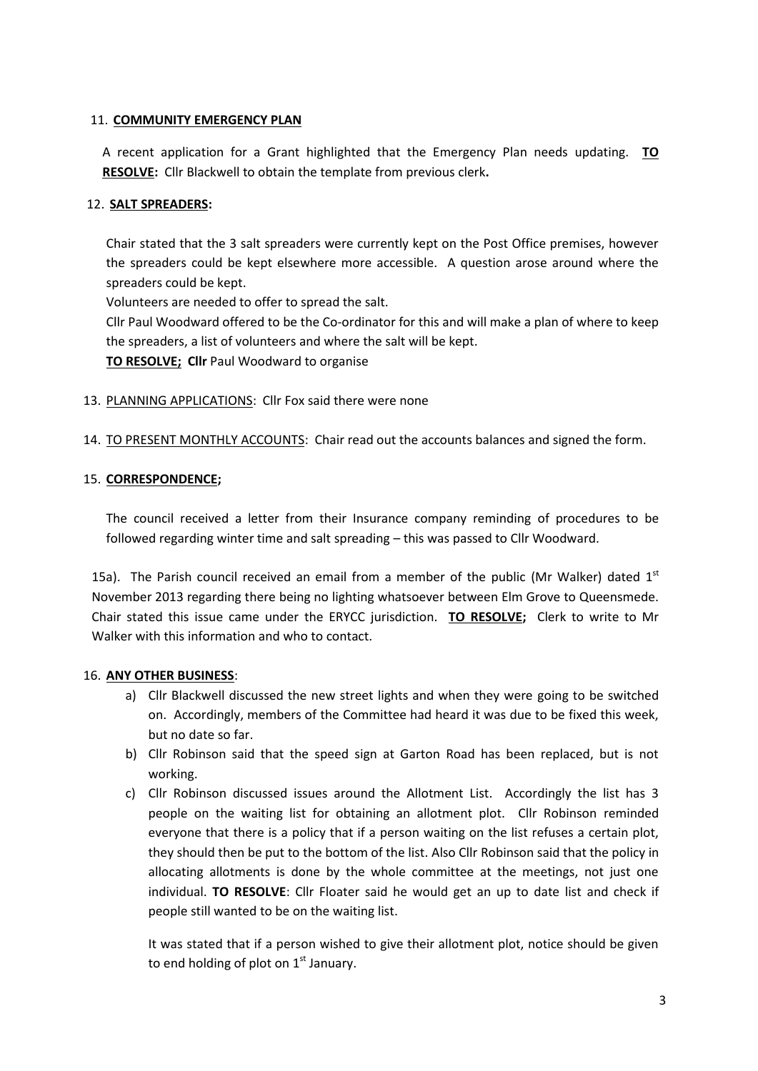11. **COMMUNITY EMERGENCY PLAN**

A recent application for a Grant highlighted that the Emergency Plan needs updating. **TO RESOLVE:** Cllr Blackwell to obtain the template from previous clerk**.**

12. **SALT SPREADERS:**

Chair stated that the 3 salt spreaders were currently kept on the Post Office premises, however the spreaders could be kept elsewhere more accessible. A question arose around where the spreaders could be kept.

Volunteers are needed to offer to spread the salt.

Cllr Paul Woodward offered to be the Co-ordinator for this and will make a plan of where to keep the spreaders, a list of volunteers and where the salt will be kept.

**TO RESOLVE; Cllr** Paul Woodward to organise

13. PLANNING APPLICATIONS: Cllr Fox said there were none

14. TO PRESENT MONTHLY ACCOUNTS: Chair read out the accounts balances and signed the form.

15. **CORRESPONDENCE;**

The council received a letter from their Insurance company reminding of procedures to be followed regarding winter time and salt spreading – this was passed to Cllr Woodward.

15a). The Parish council received an email from a member of the public (Mr Walker) dated 1st November 2013 regarding there being no lighting whatsoever between Elm Grove to Queensmede. Chair stated this issue came under the ERYCC jurisdiction. **TO RESOLVE;** Clerk to write to Mr Walker with this information and who to contact.

16. **ANY OTHER BUSINESS**:

a) Cllr Blackwell discussed the new street lights and when they were going to be switched on. Accordingly, members of the Committee had heard it was due to be fixed this week, but no date so far.
b) Cllr Robinson said that the speed sign at Garton Road has been replaced, but is not working.
c) Cllr Robinson discussed issues around the Allotment List. Accordingly the list has 3 people on the waiting list for obtaining an allotment plot. Cllr Robinson reminded everyone that there is a policy that if a person waiting on the list refuses a certain plot, they should then be put to the bottom of the list. Also Cllr Robinson said that the policy in allocating allotments is done by the whole committee at the meetings, not just one individual. **TO RESOLVE**: Cllr Floater said he would get an up to date list and check if people still wanted to be on the waiting list.

   It was stated that if a person wished to give their allotment plot, notice should be given to end holding of plot on 1st January.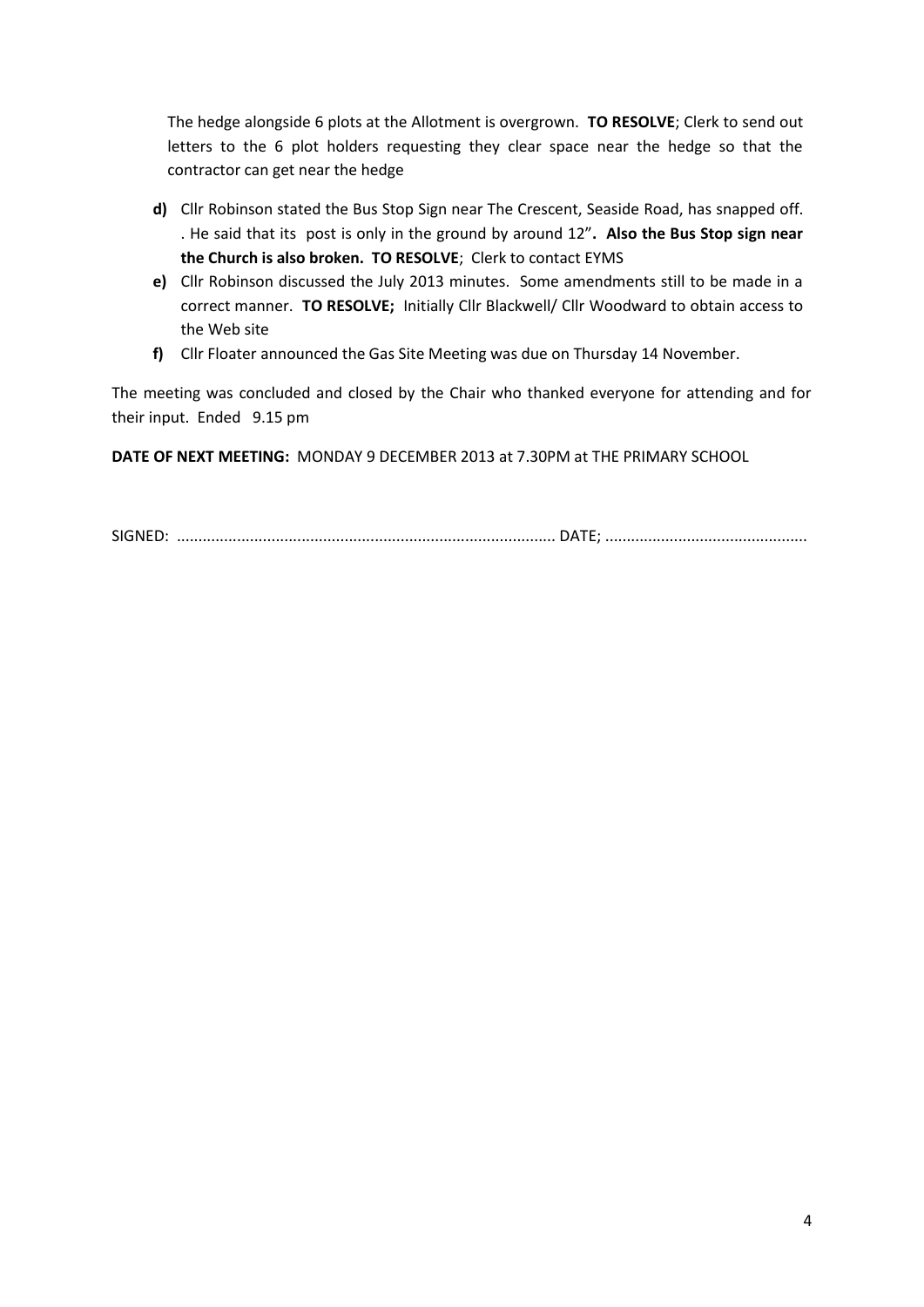The hedge alongside 6 plots at the Allotment is overgrown. **TO RESOLVE**; Clerk to send out letters to the 6 plot holders requesting they clear space near the hedge so that the contractor can get near the hedge

**d)** Cllr Robinson stated the Bus Stop Sign near The Crescent, Seaside Road, has snapped off. . He said that its post is only in the ground by around 12"**. Also the Bus Stop sign near the Church is also broken. TO RESOLVE**; Clerk to contact EYMS

**e)** Cllr Robinson discussed the July 2013 minutes. Some amendments still to be made in a correct manner. **TO RESOLVE;** Initially Cllr Blackwell/ Cllr Woodward to obtain access to the Web site

**f)** Cllr Floater announced the Gas Site Meeting was due on Thursday 14 November.

The meeting was concluded and closed by the Chair who thanked everyone for attending and for their input. Ended 9.15 pm

**DATE OF NEXT MEETING:** MONDAY 9 DECEMBER 2013 at 7.30PM at THE PRIMARY SCHOOL

SIGNED: ....................................................................................... DATE; ..............................................